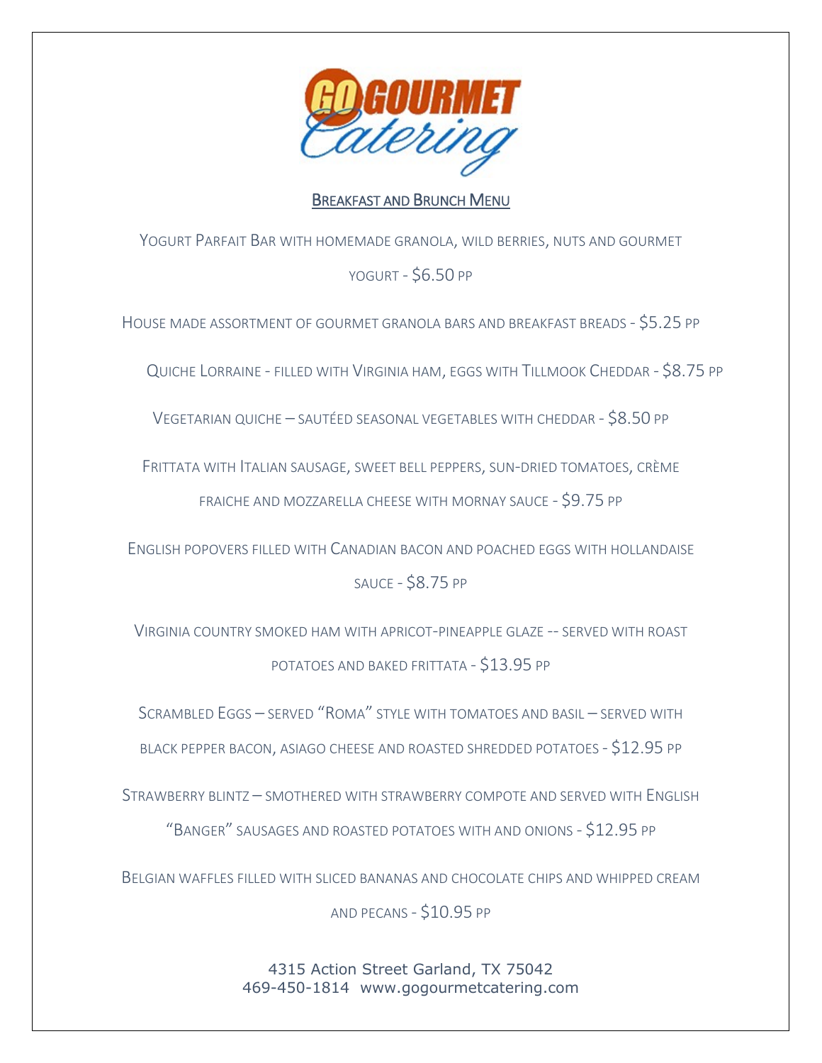# Go Gourmet Catering

## Breakfast and Brunch Menu

Yogurt Parfait Bar with homemade granola, wild berries, nuts and gourmet yogurt - $6.50 pp

House made assortment of gourmet granola bars and breakfast breads - $5.25 pp

Quiche Lorraine - filled with Virginia ham, eggs with Tillmook Cheddar - $8.75 pp

Vegetarian quiche – sautéed seasonal vegetables with cheddar - $8.50 pp

Frittata with Italian sausage, sweet bell peppers, sun-dried tomatoes, crème fraiche and mozzarella cheese with Mornay sauce - $9.75 pp

English popovers filled with Canadian bacon and poached eggs with hollandaise sauce - $8.75 pp

Virginia country smoked ham with apricot-pineapple glaze -- served with roast potatoes and baked frittata - $13.95 pp

Scrambled Eggs – served "Roma" style with tomatoes and basil – served with black pepper bacon, asiago cheese and roasted shredded potatoes - $12.95 pp

Strawberry blintz – smothered with strawberry compote and served with English "Banger" sausages and roasted potatoes with and onions - $12.95 pp

Belgian waffles filled with sliced bananas and chocolate chips and whipped cream and pecans - $10.95 pp

4315 Action Street Garland, TX 75042
469-450-1814 www.gogourmetcatering.com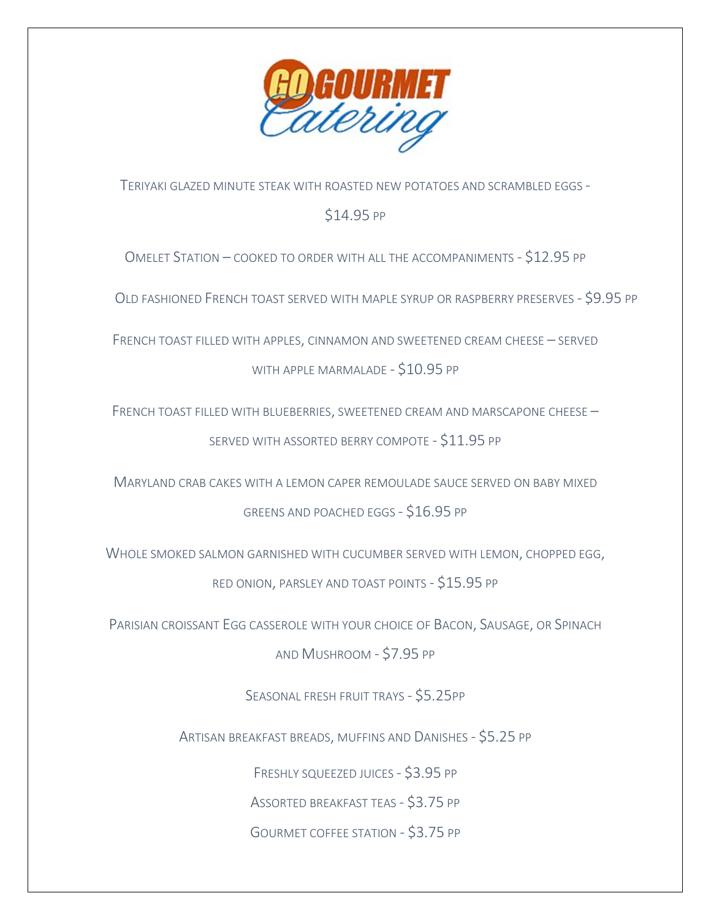GO GOURMET Catering

Teriyaki glazed minute steak with roasted new potatoes and scrambled eggs - $14.95 pp

Omelet Station – cooked to order with all the accompaniments - $12.95 pp

Old fashioned French toast served with maple syrup or raspberry preserves - $9.95 pp

French toast filled with apples, cinnamon and sweetened cream cheese – served with apple marmalade - $10.95 pp

French toast filled with blueberries, sweetened cream and marscapone cheese – served with assorted berry compote - $11.95 pp

Maryland crab cakes with a lemon caper remoulade sauce served on baby mixed greens and poached eggs - $16.95 pp

Whole smoked salmon garnished with cucumber served with lemon, chopped egg, red onion, parsley and toast points - $15.95 pp

Parisian croissant Egg casserole with your choice of Bacon, Sausage, or Spinach and Mushroom - $7.95 pp

Seasonal fresh fruit trays - $5.25pp

Artisan breakfast breads, muffins and Danishes - $5.25 pp

Freshly squeezed juices - $3.95 pp

Assorted breakfast teas - $3.75 pp

Gourmet coffee station - $3.75 pp